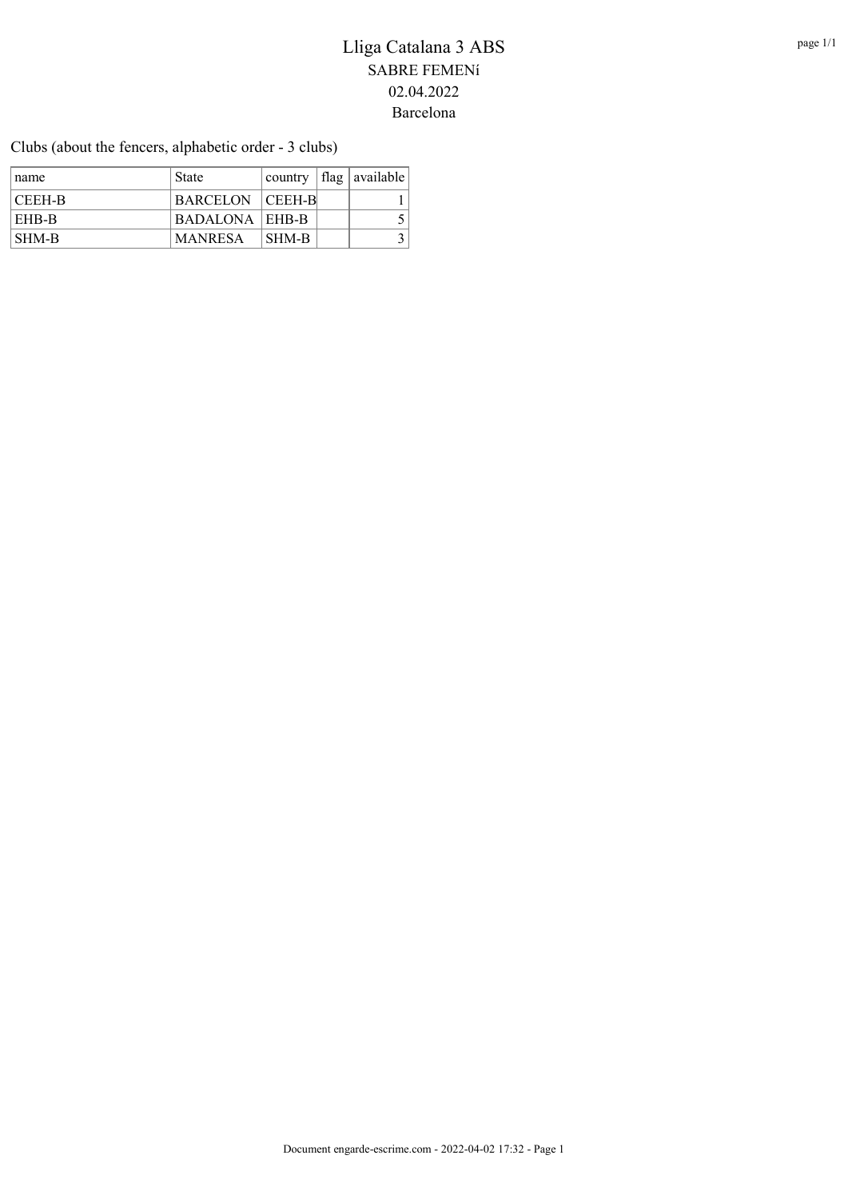# Lliga Catalana 3 ABS

SABRE FEMENí

02.04.2022

Barcelona

Clubs (about the fencers, alphabetic order - 3 clubs)

| name | State | country | flag | available |
|---|---|---|---|---|
| CEEH-B | BARCELON | CEEH-B | | 1 |
| EHB-B | BADALONA | EHB-B | | 5 |
| SHM-B | MANRESA | SHM-B | | 3 |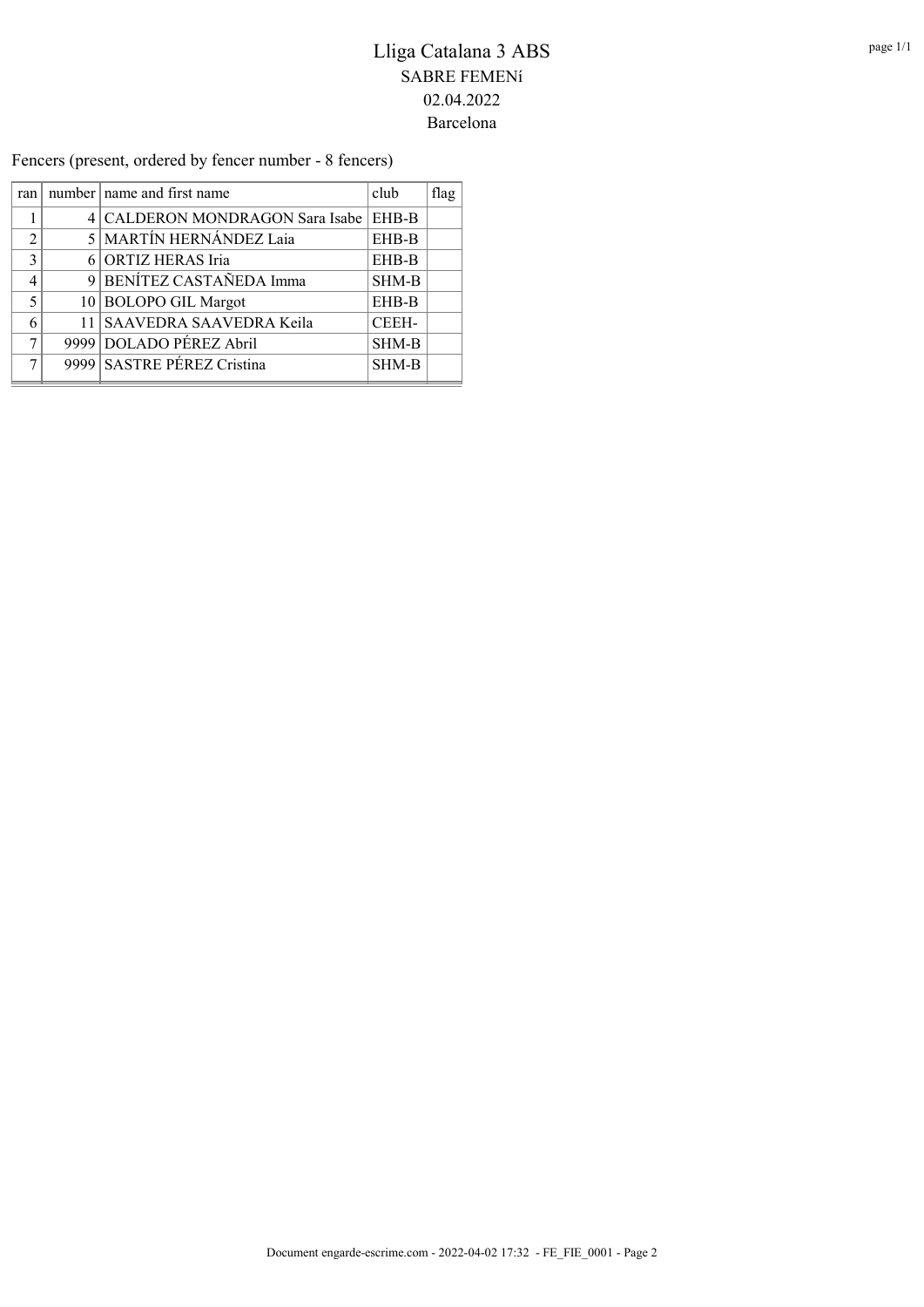# Lliga Catalana 3 ABS

SABRE FEMENí

02.04.2022

Barcelona

Fencers (present, ordered by fencer number - 8 fencers)

| ran | number | name and first name | club | flag |
|---|---|---|---|---|
| 1 | 4 | CALDERON MONDRAGON Sara Isabe | EHB-B | |
| 2 | 5 | MARTÍN HERNÁNDEZ Laia | EHB-B | |
| 3 | 6 | ORTIZ HERAS Iria | EHB-B | |
| 4 | 9 | BENÍTEZ CASTAÑEDA Imma | SHM-B | |
| 5 | 10 | BOLOPO GIL Margot | EHB-B | |
| 6 | 11 | SAAVEDRA SAAVEDRA Keila | CEEH- | |
| 7 | 9999 | DOLADO PÉREZ Abril | SHM-B | |
| 7 | 9999 | SASTRE PÉREZ Cristina | SHM-B | |

Document engarde-escrime.com - 2022-04-02 17:32 - FE_FIE_0001 - Page 2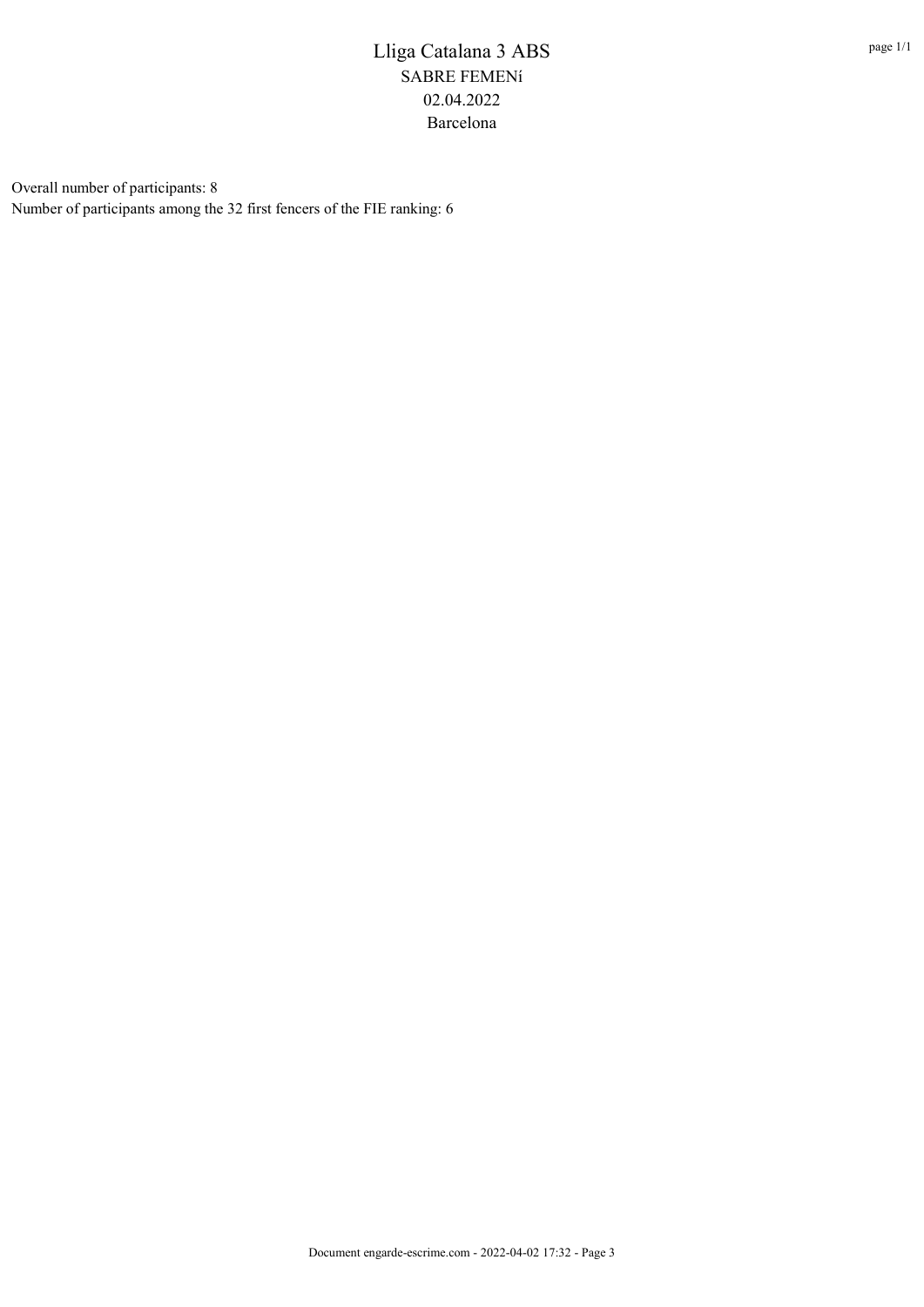# Lliga Catalana 3 ABS

## SABRE FEMENí

02.04.2022

Barcelona

Overall number of participants: 8

Number of participants among the 32 first fencers of the FIE ranking: 6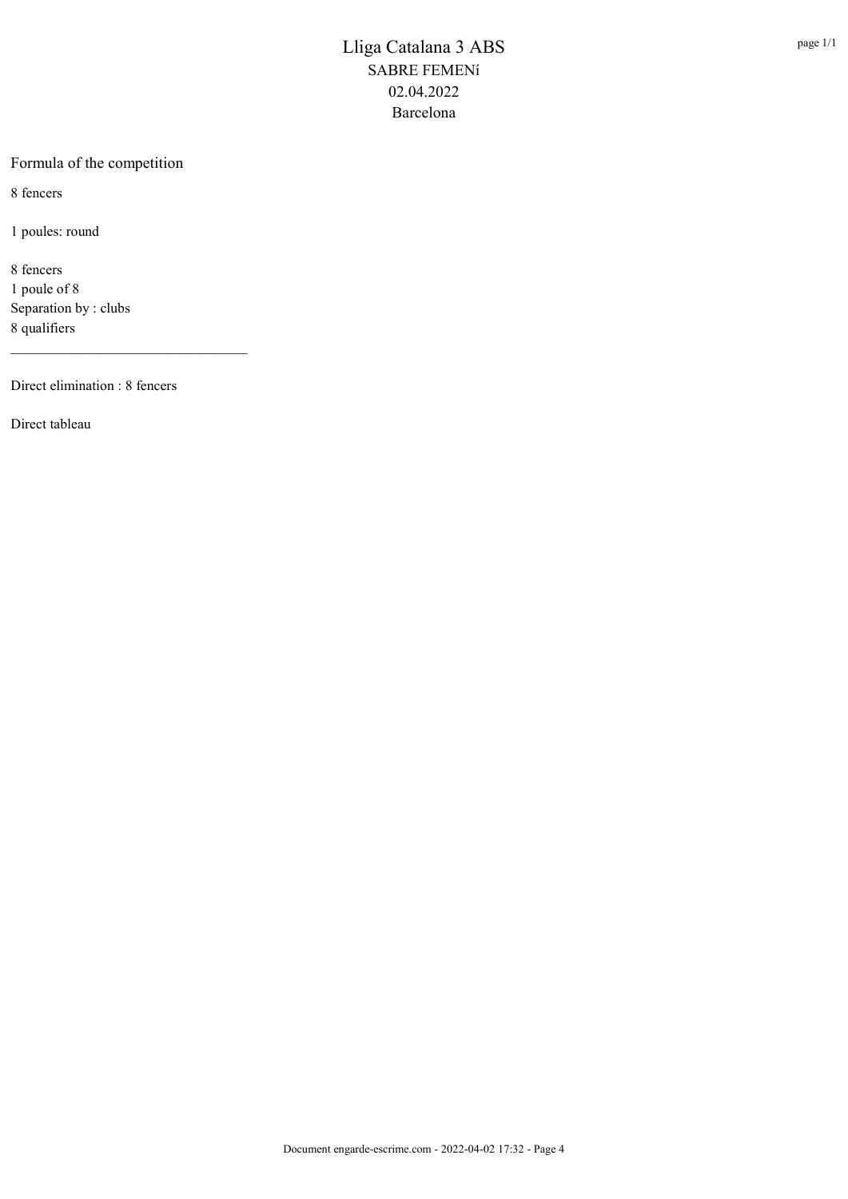# Lliga Catalana 3 ABS

SABRE FEMENí

02.04.2022

Barcelona

## Formula of the competition

8 fencers

1 poules: round

8 fencers
1 poule of 8
Separation by : clubs
8 qualifiers

---

Direct elimination : 8 fencers

Direct tableau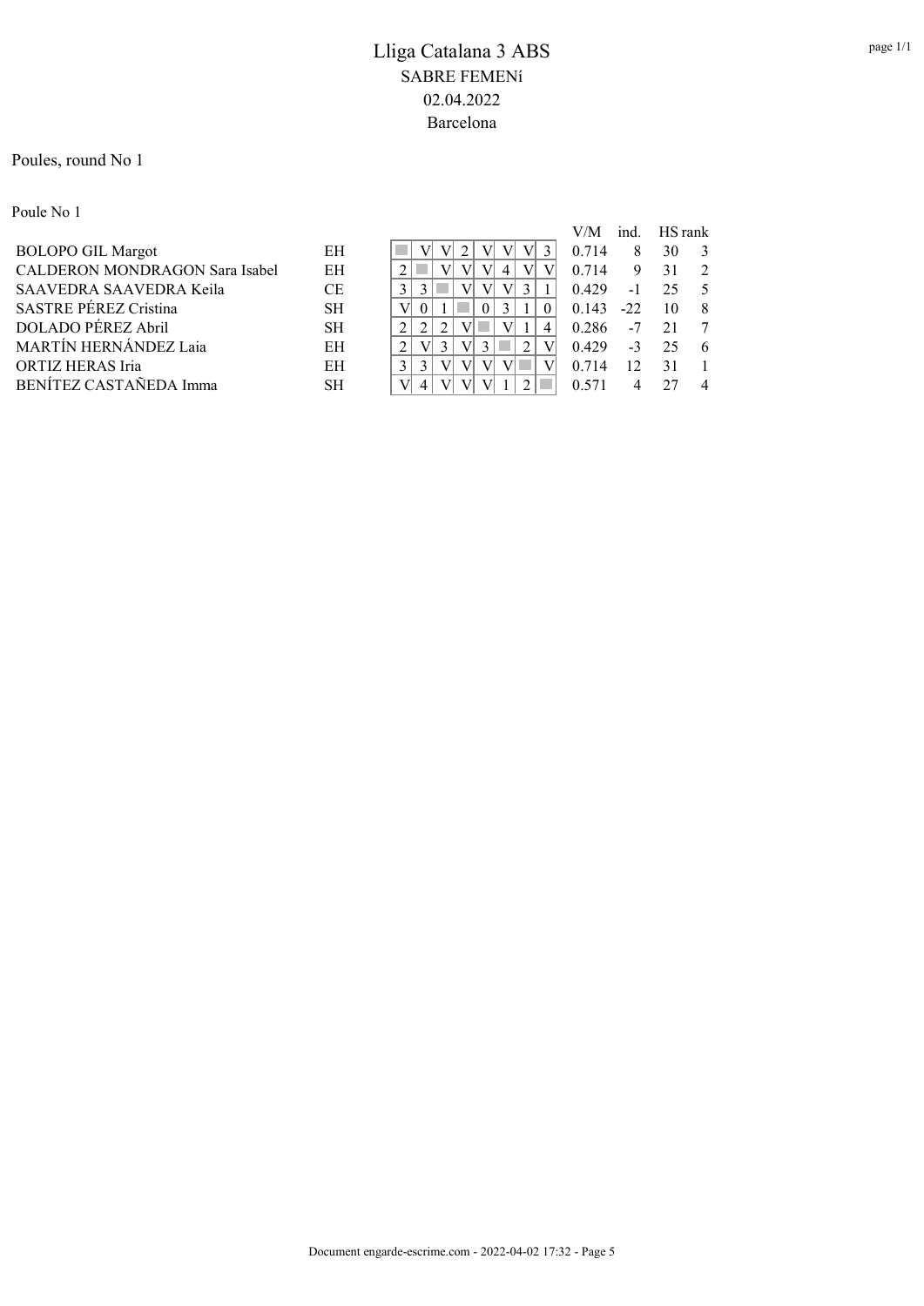# Lliga Catalana 3 ABS

SABRE FEMENí

02.04.2022

Barcelona

Poules, round No 1

Poule No 1

| Name | Club | 1 | 2 | 3 | 4 | 5 | 6 | 7 | 8 | V/M | ind. | HS | rank |
|---|---|---|---|---|---|---|---|---|---|---|---|---|---|
| BOLOPO GIL Margot | EH | | V | V | 2 | V | V | V | 3 | 0.714 | 8 | 30 | 3 |
| CALDERON MONDRAGON Sara Isabel | EH | 2 | | V | V | V | 4 | V | V | 0.714 | 9 | 31 | 2 |
| SAAVEDRA SAAVEDRA Keila | CE | 3 | 3 | | V | V | V | 3 | 1 | 0.429 | -1 | 25 | 5 |
| SASTRE PÉREZ Cristina | SH | V | 0 | 1 | | 0 | 3 | 1 | 0 | 0.143 | -22 | 10 | 8 |
| DOLADO PÉREZ Abril | SH | 2 | 2 | 2 | V | | V | 1 | 4 | 0.286 | -7 | 21 | 7 |
| MARTÍN HERNÁNDEZ Laia | EH | 2 | V | 3 | V | 3 | | 2 | V | 0.429 | -3 | 25 | 6 |
| ORTIZ HERAS Iria | EH | 3 | 3 | V | V | V | V | | V | 0.714 | 12 | 31 | 1 |
| BENÍTEZ CASTAÑEDA Imma | SH | V | 4 | V | V | V | 1 | 2 | | 0.571 | 4 | 27 | 4 |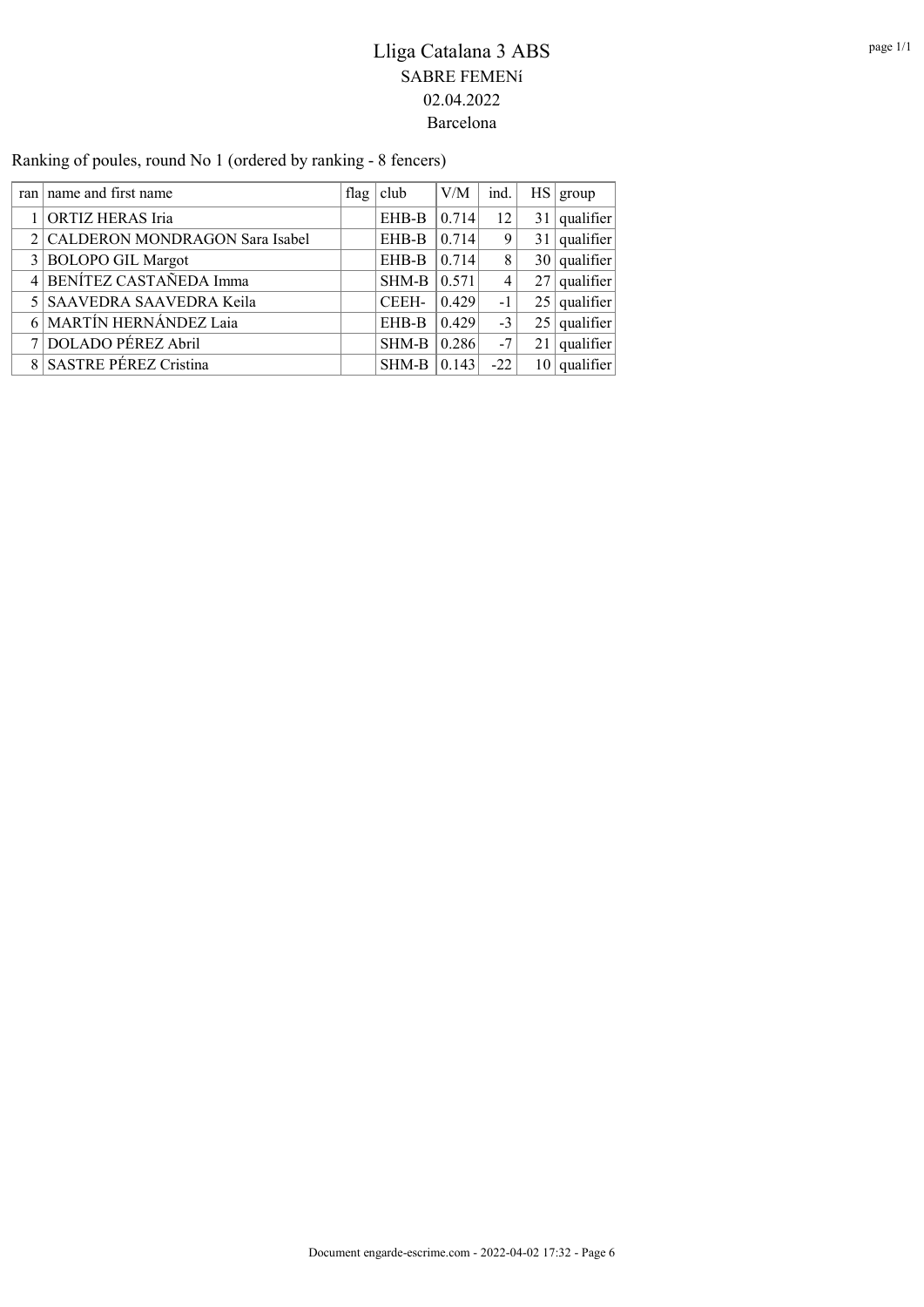# Lliga Catalana 3 ABS

## SABRE FEMENí

## 02.04.2022

## Barcelona

Ranking of poules, round No 1 (ordered by ranking - 8 fencers)

| ran | name and first name | flag | club | V/M | ind. | HS | group |
|---|---|---|---|---|---|---|---|
| 1 | ORTIZ HERAS Iria | | EHB-B | 0.714 | 12 | 31 | qualifier |
| 2 | CALDERON MONDRAGON Sara Isabel | | EHB-B | 0.714 | 9 | 31 | qualifier |
| 3 | BOLOPO GIL Margot | | EHB-B | 0.714 | 8 | 30 | qualifier |
| 4 | BENÍTEZ CASTAÑEDA Imma | | SHM-B | 0.571 | 4 | 27 | qualifier |
| 5 | SAAVEDRA SAAVEDRA Keila | | CEEH- | 0.429 | -1 | 25 | qualifier |
| 6 | MARTÍN HERNÁNDEZ Laia | | EHB-B | 0.429 | -3 | 25 | qualifier |
| 7 | DOLADO PÉREZ Abril | | SHM-B | 0.286 | -7 | 21 | qualifier |
| 8 | SASTRE PÉREZ Cristina | | SHM-B | 0.143 | -22 | 10 | qualifier |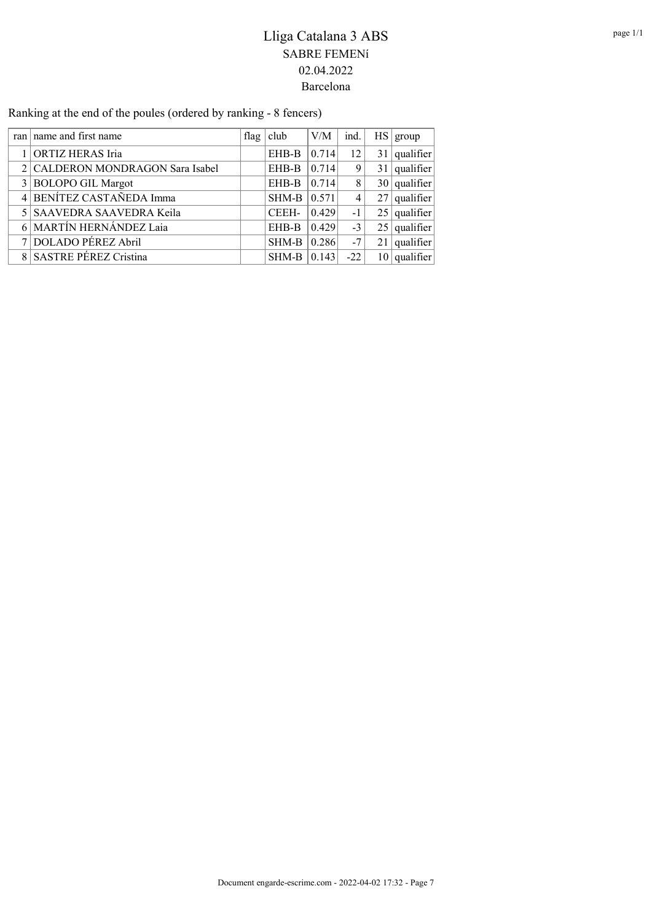# Lliga Catalana 3 ABS

## SABRE FEMENí

02.04.2022

Barcelona

Ranking at the end of the poules (ordered by ranking - 8 fencers)

| ran | name and first name | flag | club | V/M | ind. | HS | group |
|---|---|---|---|---|---|---|---|
| 1 | ORTIZ HERAS Iria | | EHB-B | 0.714 | 12 | 31 | qualifier |
| 2 | CALDERON MONDRAGON Sara Isabel | | EHB-B | 0.714 | 9 | 31 | qualifier |
| 3 | BOLOPO GIL Margot | | EHB-B | 0.714 | 8 | 30 | qualifier |
| 4 | BENÍTEZ CASTAÑEDA Imma | | SHM-B | 0.571 | 4 | 27 | qualifier |
| 5 | SAAVEDRA SAAVEDRA Keila | | CEEH- | 0.429 | -1 | 25 | qualifier |
| 6 | MARTÍN HERNÁNDEZ Laia | | EHB-B | 0.429 | -3 | 25 | qualifier |
| 7 | DOLADO PÉREZ Abril | | SHM-B | 0.286 | -7 | 21 | qualifier |
| 8 | SASTRE PÉREZ Cristina | | SHM-B | 0.143 | -22 | 10 | qualifier |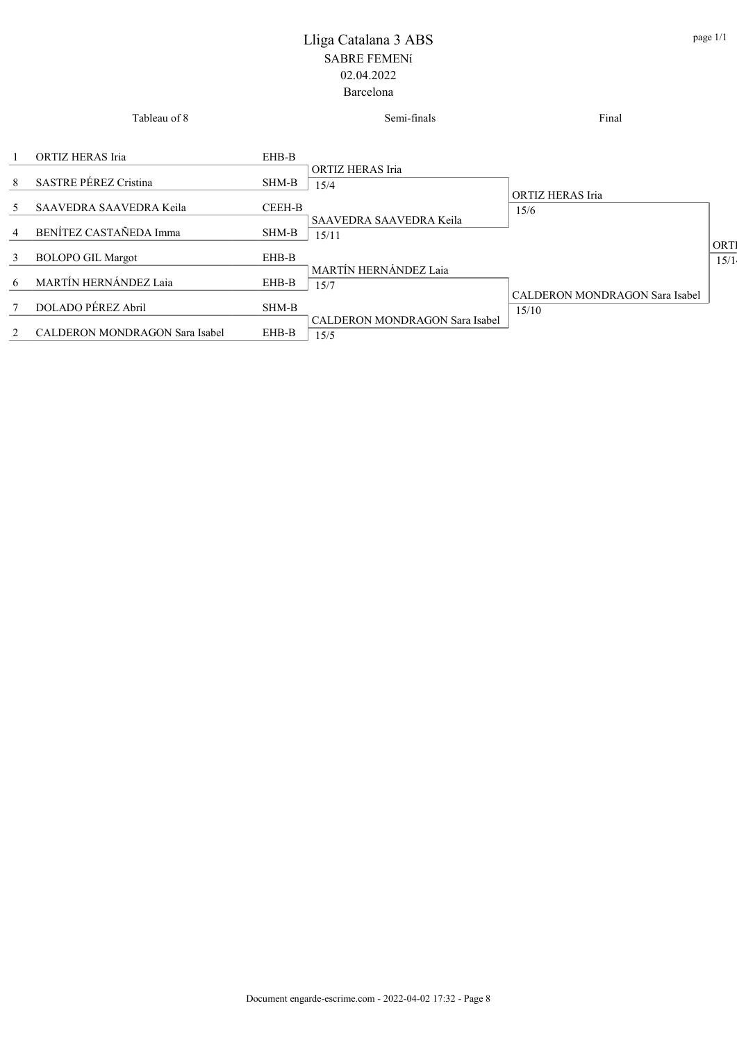# Lliga Catalana 3 ABS

SABRE FEMENí

02.04.2022

Barcelona

| Tableau of 8 | | | Semi-finals | Final | |
|---|---|---|---|---|---|
| 1 | ORTIZ HERAS Iria | EHB-B | ORTIZ HERAS Iria 15/4 | ORTIZ HERAS Iria 15/6 | ORTI 15/1 |
| 8 | SASTRE PÉREZ Cristina | SHM-B | | | |
| 5 | SAAVEDRA SAAVEDRA Keila | CEEH-B | SAAVEDRA SAAVEDRA Keila 15/11 | | |
| 4 | BENÍTEZ CASTAÑEDA Imma | SHM-B | | | |
| 3 | BOLOPO GIL Margot | EHB-B | MARTÍN HERNÁNDEZ Laia 15/7 | CALDERON MONDRAGON Sara Isabel 15/10 | |
| 6 | MARTÍN HERNÁNDEZ Laia | EHB-B | | | |
| 7 | DOLADO PÉREZ Abril | SHM-B | CALDERON MONDRAGON Sara Isabel 15/5 | | |
| 2 | CALDERON MONDRAGON Sara Isabel | EHB-B | | | |

Document engarde-escrime.com - 2022-04-02 17:32 - Page 8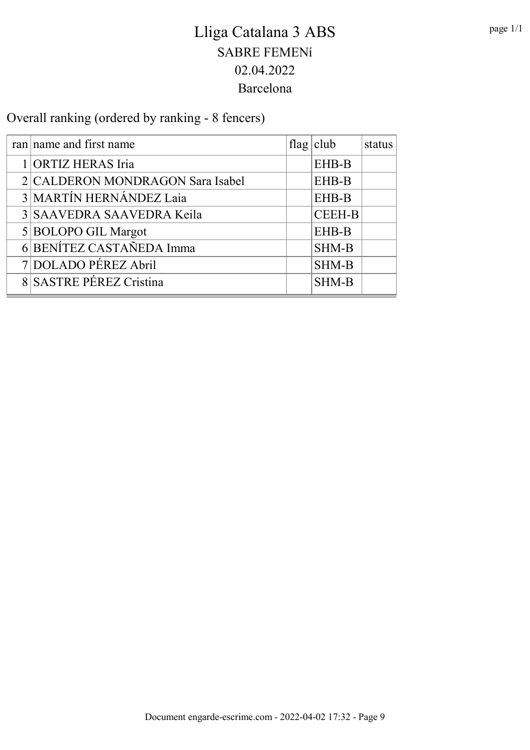# Lliga Catalana 3 ABS

## SABRE FEMENí

## 02.04.2022

## Barcelona

Overall ranking (ordered by ranking - 8 fencers)

| ran | name and first name | flag | club | status |
|---|---|---|---|---|
| 1 | ORTIZ HERAS Iria | | EHB-B | |
| 2 | CALDERON MONDRAGON Sara Isabel | | EHB-B | |
| 3 | MARTÍN HERNÁNDEZ Laia | | EHB-B | |
| 3 | SAAVEDRA SAAVEDRA Keila | | CEEH-B | |
| 5 | BOLOPO GIL Margot | | EHB-B | |
| 6 | BENÍTEZ CASTAÑEDA Imma | | SHM-B | |
| 7 | DOLADO PÉREZ Abril | | SHM-B | |
| 8 | SASTRE PÉREZ Cristina | | SHM-B | |

Document engarde-escrime.com - 2022-04-02 17:32